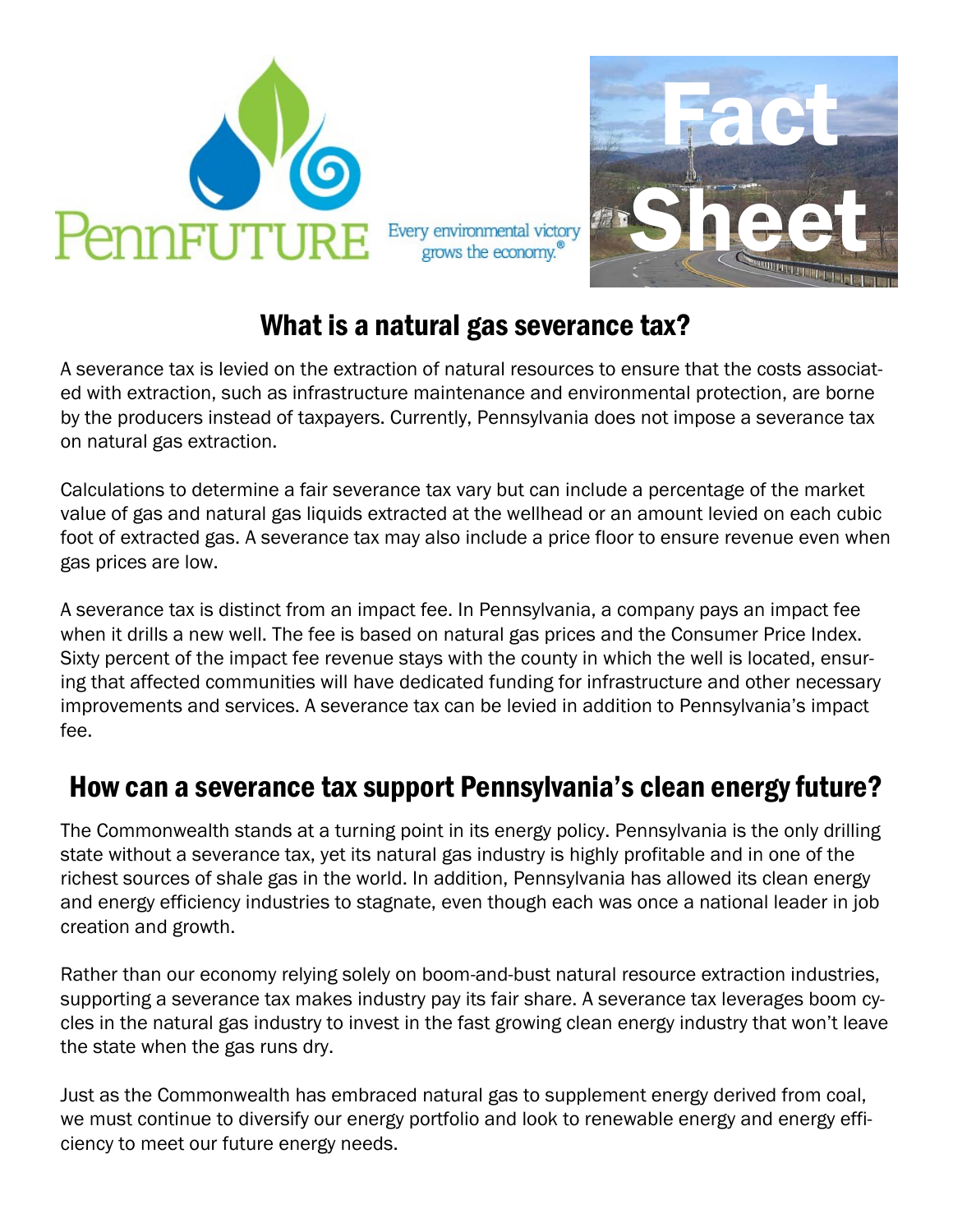PennFUTURE

Every environmental victory grows the economy.®

# Fact Sheet

## What is a natural gas severance tax?

A severance tax is levied on the extraction of natural resources to ensure that the costs associated with extraction, such as infrastructure maintenance and environmental protection, are borne by the producers instead of taxpayers. Currently, Pennsylvania does not impose a severance tax on natural gas extraction.

Calculations to determine a fair severance tax vary but can include a percentage of the market value of gas and natural gas liquids extracted at the wellhead or an amount levied on each cubic foot of extracted gas. A severance tax may also include a price floor to ensure revenue even when gas prices are low.

A severance tax is distinct from an impact fee. In Pennsylvania, a company pays an impact fee when it drills a new well. The fee is based on natural gas prices and the Consumer Price Index. Sixty percent of the impact fee revenue stays with the county in which the well is located, ensuring that affected communities will have dedicated funding for infrastructure and other necessary improvements and services. A severance tax can be levied in addition to Pennsylvania's impact fee.

## How can a severance tax support Pennsylvania's clean energy future?

The Commonwealth stands at a turning point in its energy policy. Pennsylvania is the only drilling state without a severance tax, yet its natural gas industry is highly profitable and in one of the richest sources of shale gas in the world. In addition, Pennsylvania has allowed its clean energy and energy efficiency industries to stagnate, even though each was once a national leader in job creation and growth.

Rather than our economy relying solely on boom-and-bust natural resource extraction industries, supporting a severance tax makes industry pay its fair share. A severance tax leverages boom cycles in the natural gas industry to invest in the fast growing clean energy industry that won't leave the state when the gas runs dry.

Just as the Commonwealth has embraced natural gas to supplement energy derived from coal, we must continue to diversify our energy portfolio and look to renewable energy and energy efficiency to meet our future energy needs.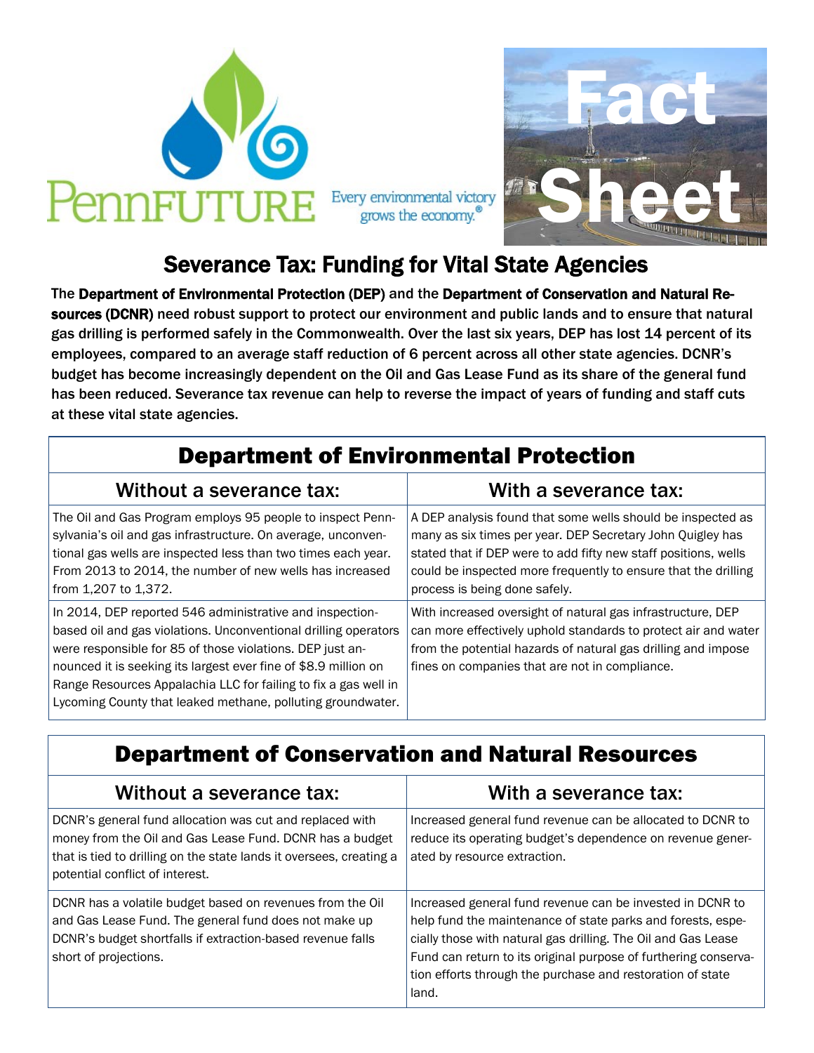PennFUTURE

Every environmental victory grows the economy.®

Fact Sheet

# Severance Tax: Funding for Vital State Agencies

**The Department of Environmental Protection (DEP) and the Department of Conservation and Natural Resources (DCNR) need robust support to protect our environment and public lands and to ensure that natural gas drilling is performed safely in the Commonwealth. Over the last six years, DEP has lost 14 percent of its employees, compared to an average staff reduction of 6 percent across all other state agencies. DCNR's budget has become increasingly dependent on the Oil and Gas Lease Fund as its share of the general fund has been reduced. Severance tax revenue can help to reverse the impact of years of funding and staff cuts at these vital state agencies.**

## Department of Environmental Protection

| Without a severance tax: | With a severance tax: |
| --- | --- |
| The Oil and Gas Program employs 95 people to inspect Pennsylvania's oil and gas infrastructure. On average, unconventional gas wells are inspected less than two times each year. From 2013 to 2014, the number of new wells has increased from 1,207 to 1,372. | A DEP analysis found that some wells should be inspected as many as six times per year. DEP Secretary John Quigley has stated that if DEP were to add fifty new staff positions, wells could be inspected more frequently to ensure that the drilling process is being done safely. |
| In 2014, DEP reported 546 administrative and inspection-based oil and gas violations. Unconventional drilling operators were responsible for 85 of those violations. DEP just announced it is seeking its largest ever fine of $8.9 million on Range Resources Appalachia LLC for failing to fix a gas well in Lycoming County that leaked methane, polluting groundwater. | With increased oversight of natural gas infrastructure, DEP can more effectively uphold standards to protect air and water from the potential hazards of natural gas drilling and impose fines on companies that are not in compliance. |

## Department of Conservation and Natural Resources

| Without a severance tax: | With a severance tax: |
| --- | --- |
| DCNR's general fund allocation was cut and replaced with money from the Oil and Gas Lease Fund. DCNR has a budget that is tied to drilling on the state lands it oversees, creating a potential conflict of interest. | Increased general fund revenue can be allocated to DCNR to reduce its operating budget's dependence on revenue generated by resource extraction. |
| DCNR has a volatile budget based on revenues from the Oil and Gas Lease Fund. The general fund does not make up DCNR's budget shortfalls if extraction-based revenue falls short of projections. | Increased general fund revenue can be invested in DCNR to help fund the maintenance of state parks and forests, especially those with natural gas drilling. The Oil and Gas Lease Fund can return to its original purpose of furthering conservation efforts through the purchase and restoration of state land. |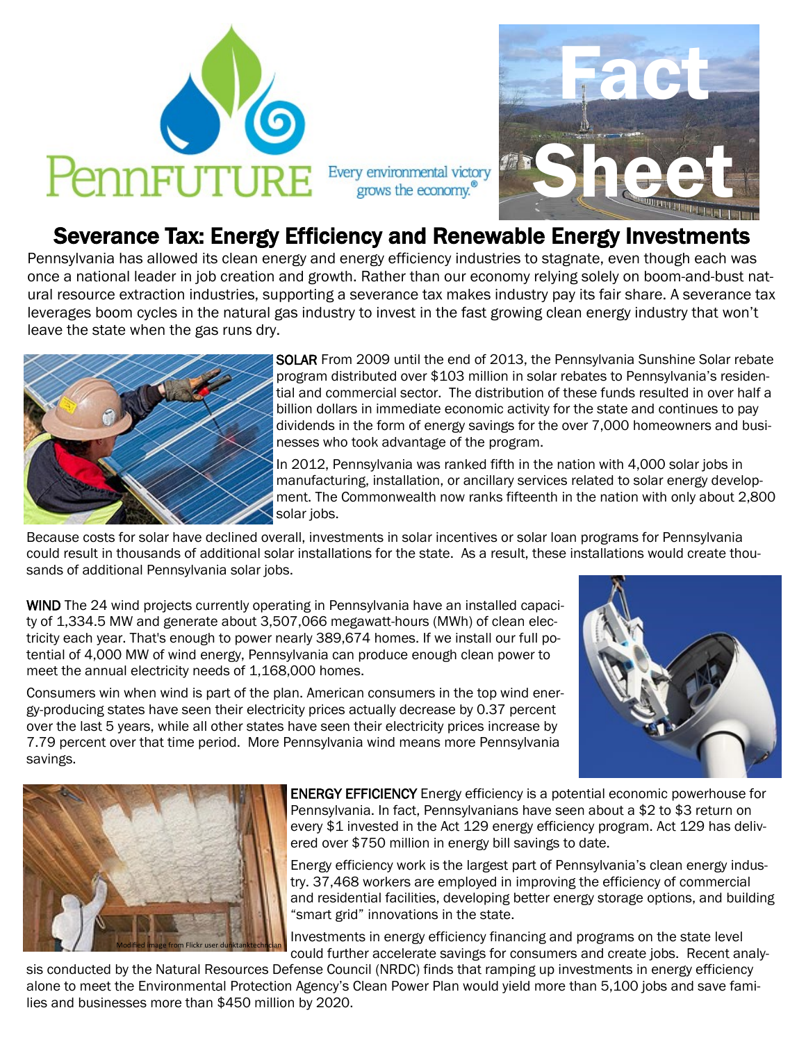PennFUTURE

Every environmental victory grows the economy.®

Fact Sheet

# Severance Tax: Energy Efficiency and Renewable Energy Investments

Pennsylvania has allowed its clean energy and energy efficiency industries to stagnate, even though each was once a national leader in job creation and growth. Rather than our economy relying solely on boom-and-bust natural resource extraction industries, supporting a severance tax makes industry pay its fair share. A severance tax leverages boom cycles in the natural gas industry to invest in the fast growing clean energy industry that won't leave the state when the gas runs dry.

**SOLAR** From 2009 until the end of 2013, the Pennsylvania Sunshine Solar rebate program distributed over $103 million in solar rebates to Pennsylvania's residential and commercial sector. The distribution of these funds resulted in over half a billion dollars in immediate economic activity for the state and continues to pay dividends in the form of energy savings for the over 7,000 homeowners and businesses who took advantage of the program.

In 2012, Pennsylvania was ranked fifth in the nation with 4,000 solar jobs in manufacturing, installation, or ancillary services related to solar energy development. The Commonwealth now ranks fifteenth in the nation with only about 2,800 solar jobs.

Because costs for solar have declined overall, investments in solar incentives or solar loan programs for Pennsylvania could result in thousands of additional solar installations for the state. As a result, these installations would create thousands of additional Pennsylvania solar jobs.

**WIND** The 24 wind projects currently operating in Pennsylvania have an installed capacity of 1,334.5 MW and generate about 3,507,066 megawatt-hours (MWh) of clean electricity each year. That's enough to power nearly 389,674 homes. If we install our full potential of 4,000 MW of wind energy, Pennsylvania can produce enough clean power to meet the annual electricity needs of 1,168,000 homes.

Consumers win when wind is part of the plan. American consumers in the top wind energy-producing states have seen their electricity prices actually decrease by 0.37 percent over the last 5 years, while all other states have seen their electricity prices increase by 7.79 percent over that time period. More Pennsylvania wind means more Pennsylvania savings.

**ENERGY EFFICIENCY** Energy efficiency is a potential economic powerhouse for Pennsylvania. In fact, Pennsylvanians have seen about a $2 to $3 return on every $1 invested in the Act 129 energy efficiency program. Act 129 has delivered over $750 million in energy bill savings to date.

Modified image from Flickr user dunktanktechnician

Energy efficiency work is the largest part of Pennsylvania's clean energy industry. 37,468 workers are employed in improving the efficiency of commercial and residential facilities, developing better energy storage options, and building "smart grid" innovations in the state.

Investments in energy efficiency financing and programs on the state level could further accelerate savings for consumers and create jobs. Recent analysis conducted by the Natural Resources Defense Council (NRDC) finds that ramping up investments in energy efficiency alone to meet the Environmental Protection Agency's Clean Power Plan would yield more than 5,100 jobs and save families and businesses more than $450 million by 2020.